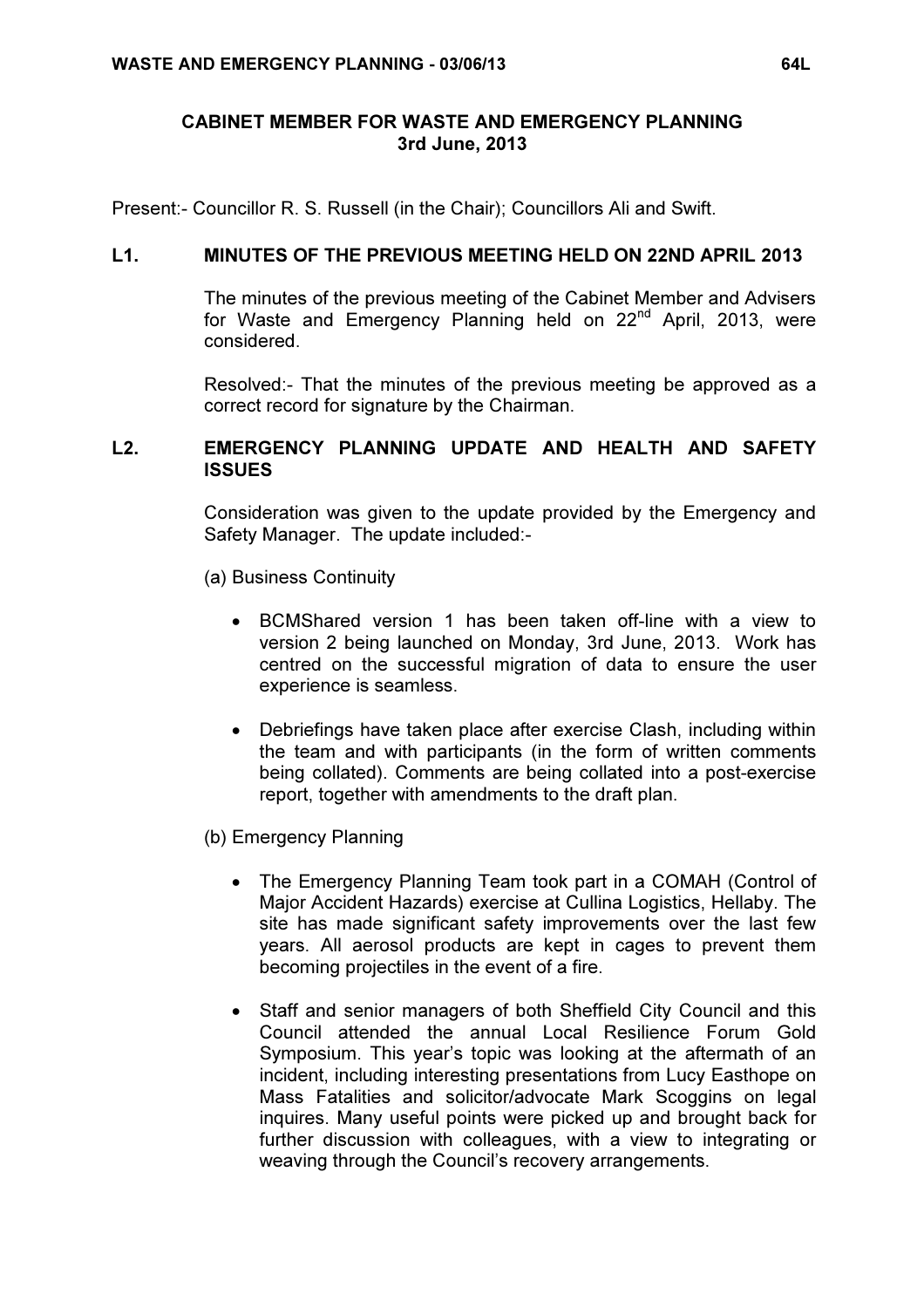## CABINET MEMBER FOR WASTE AND EMERGENCY PLANNING
### 3rd June, 2013

Present:- Councillor R. S. Russell (in the Chair); Councillors Ali and Swift.

### L1. MINUTES OF THE PREVIOUS MEETING HELD ON 22ND APRIL 2013

The minutes of the previous meeting of the Cabinet Member and Advisers for Waste and Emergency Planning held on 22nd April, 2013, were considered.

Resolved:- That the minutes of the previous meeting be approved as a correct record for signature by the Chairman.

### L2. EMERGENCY PLANNING UPDATE AND HEALTH AND SAFETY ISSUES

Consideration was given to the update provided by the Emergency and Safety Manager. The update included:-

(a) Business Continuity

- BCMShared version 1 has been taken off-line with a view to version 2 being launched on Monday, 3rd June, 2013. Work has centred on the successful migration of data to ensure the user experience is seamless.

- Debriefings have taken place after exercise Clash, including within the team and with participants (in the form of written comments being collated). Comments are being collated into a post-exercise report, together with amendments to the draft plan.

(b) Emergency Planning

- The Emergency Planning Team took part in a COMAH (Control of Major Accident Hazards) exercise at Cullina Logistics, Hellaby. The site has made significant safety improvements over the last few years. All aerosol products are kept in cages to prevent them becoming projectiles in the event of a fire.

- Staff and senior managers of both Sheffield City Council and this Council attended the annual Local Resilience Forum Gold Symposium. This year's topic was looking at the aftermath of an incident, including interesting presentations from Lucy Easthope on Mass Fatalities and solicitor/advocate Mark Scoggins on legal inquires. Many useful points were picked up and brought back for further discussion with colleagues, with a view to integrating or weaving through the Council's recovery arrangements.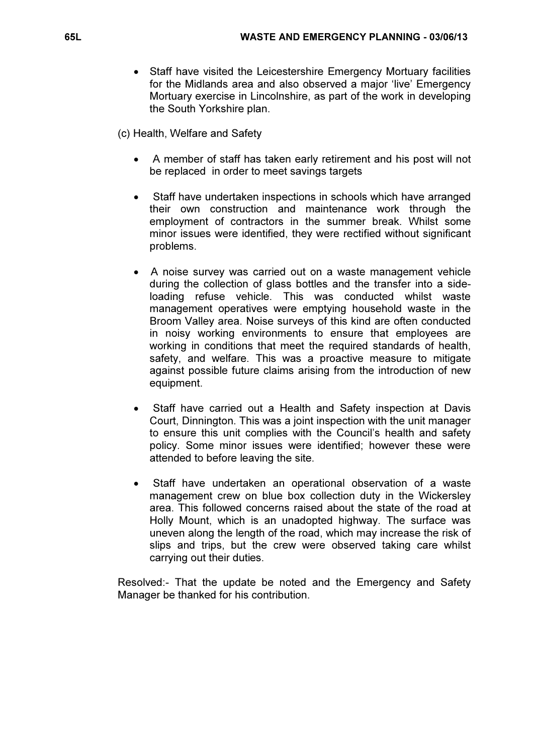- Staff have visited the Leicestershire Emergency Mortuary facilities for the Midlands area and also observed a major 'live' Emergency Mortuary exercise in Lincolnshire, as part of the work in developing the South Yorkshire plan.

(c) Health, Welfare and Safety

- A member of staff has taken early retirement and his post will not be replaced in order to meet savings targets

- Staff have undertaken inspections in schools which have arranged their own construction and maintenance work through the employment of contractors in the summer break. Whilst some minor issues were identified, they were rectified without significant problems.

- A noise survey was carried out on a waste management vehicle during the collection of glass bottles and the transfer into a side-loading refuse vehicle. This was conducted whilst waste management operatives were emptying household waste in the Broom Valley area. Noise surveys of this kind are often conducted in noisy working environments to ensure that employees are working in conditions that meet the required standards of health, safety, and welfare. This was a proactive measure to mitigate against possible future claims arising from the introduction of new equipment.

- Staff have carried out a Health and Safety inspection at Davis Court, Dinnington. This was a joint inspection with the unit manager to ensure this unit complies with the Council's health and safety policy. Some minor issues were identified; however these were attended to before leaving the site.

- Staff have undertaken an operational observation of a waste management crew on blue box collection duty in the Wickersley area. This followed concerns raised about the state of the road at Holly Mount, which is an unadopted highway. The surface was uneven along the length of the road, which may increase the risk of slips and trips, but the crew were observed taking care whilst carrying out their duties.

Resolved:- That the update be noted and the Emergency and Safety Manager be thanked for his contribution.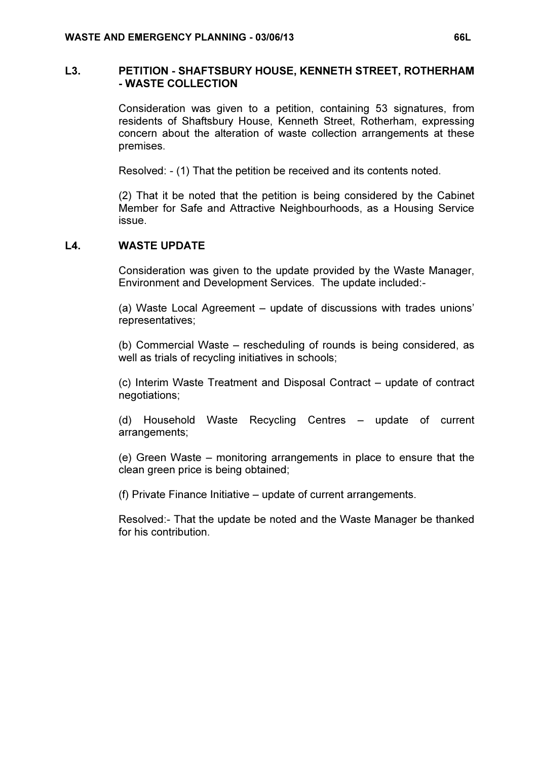## L3. PETITION - SHAFTSBURY HOUSE, KENNETH STREET, ROTHERHAM - WASTE COLLECTION

Consideration was given to a petition, containing 53 signatures, from residents of Shaftsbury House, Kenneth Street, Rotherham, expressing concern about the alteration of waste collection arrangements at these premises.

Resolved: - (1) That the petition be received and its contents noted.

(2) That it be noted that the petition is being considered by the Cabinet Member for Safe and Attractive Neighbourhoods, as a Housing Service issue.

## L4. WASTE UPDATE

Consideration was given to the update provided by the Waste Manager, Environment and Development Services. The update included:-

(a) Waste Local Agreement – update of discussions with trades unions' representatives;

(b) Commercial Waste – rescheduling of rounds is being considered, as well as trials of recycling initiatives in schools;

(c) Interim Waste Treatment and Disposal Contract – update of contract negotiations;

(d) Household Waste Recycling Centres – update of current arrangements;

(e) Green Waste – monitoring arrangements in place to ensure that the clean green price is being obtained;

(f) Private Finance Initiative – update of current arrangements.

Resolved:- That the update be noted and the Waste Manager be thanked for his contribution.